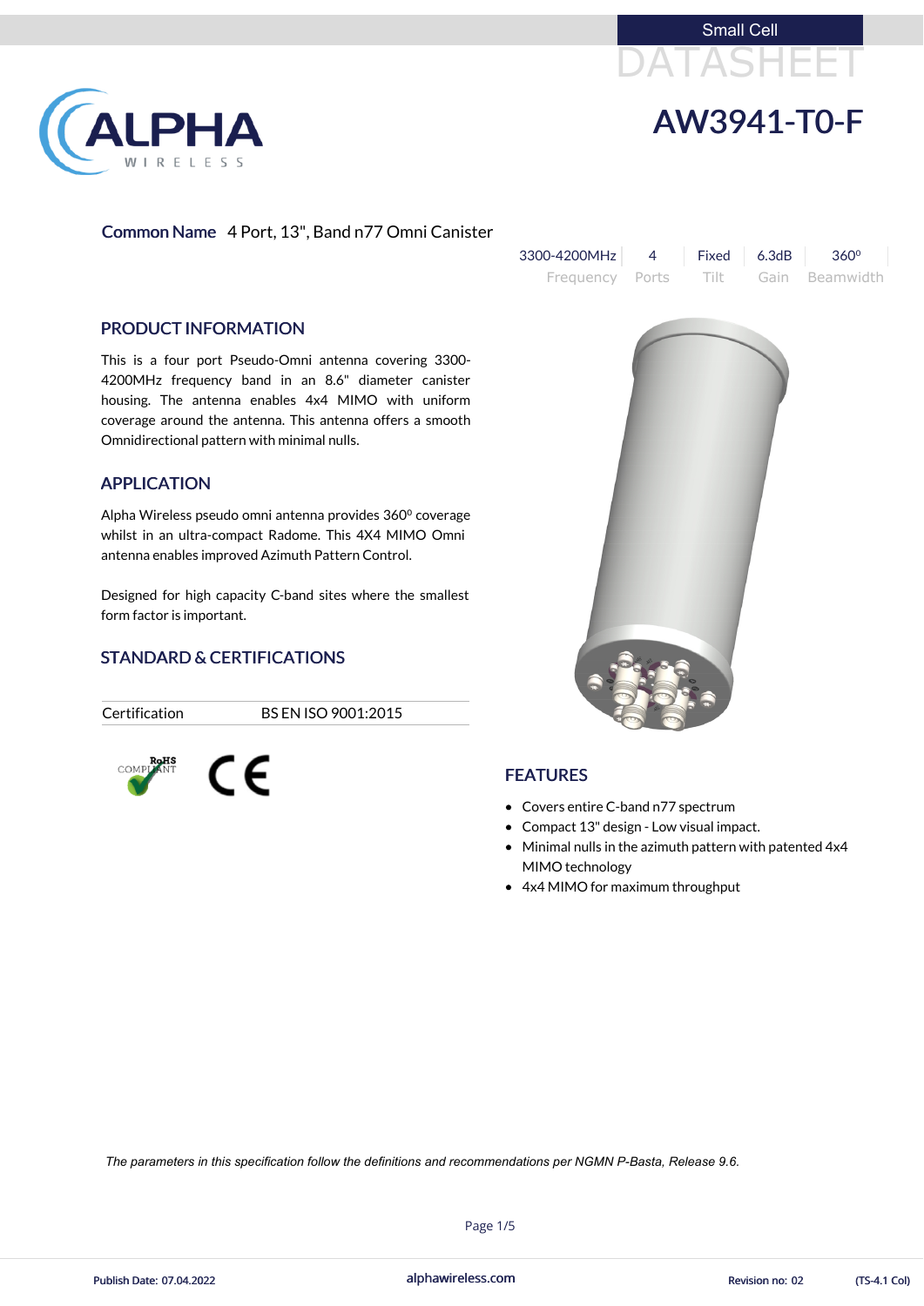Small Cell

DATASHEET

# AW3941-T0-F

**Common Name** 4 Port, 13", Band n77 Omni Canister

| 3300-4200MHz | 4 | Fixed | 6.3dB | 360⁰ |
|---|---|---|---|---|
| Frequency | Ports | Tilt | Gain | Beamwidth |

## PRODUCT INFORMATION

This is a four port Pseudo-Omni antenna covering 3300-4200MHz frequency band in an 8.6" diameter canister housing. The antenna enables 4x4 MIMO with uniform coverage around the antenna. This antenna offers a smooth Omnidirectional pattern with minimal nulls.

## APPLICATION

Alpha Wireless pseudo omni antenna provides 360⁰ coverage whilst in an ultra-compact Radome. This 4X4 MIMO Omni antenna enables improved Azimuth Pattern Control.

Designed for high capacity C-band sites where the smallest form factor is important.

## STANDARD & CERTIFICATIONS

| Certification | BS EN ISO 9001:2015 |
|---|---|

RoHS COMPLIANT

CE

## FEATURES

- Covers entire C-band n77 spectrum
- Compact 13" design - Low visual impact.
- Minimal nulls in the azimuth pattern with patented 4x4 MIMO technology
- 4x4 MIMO for maximum throughput

*The parameters in this specification follow the definitions and recommendations per NGMN P-Basta, Release 9.6.*

Publish Date: 07.04.2022 | alphawireless.com | Revision no: 02 | (TS-4.1 Col)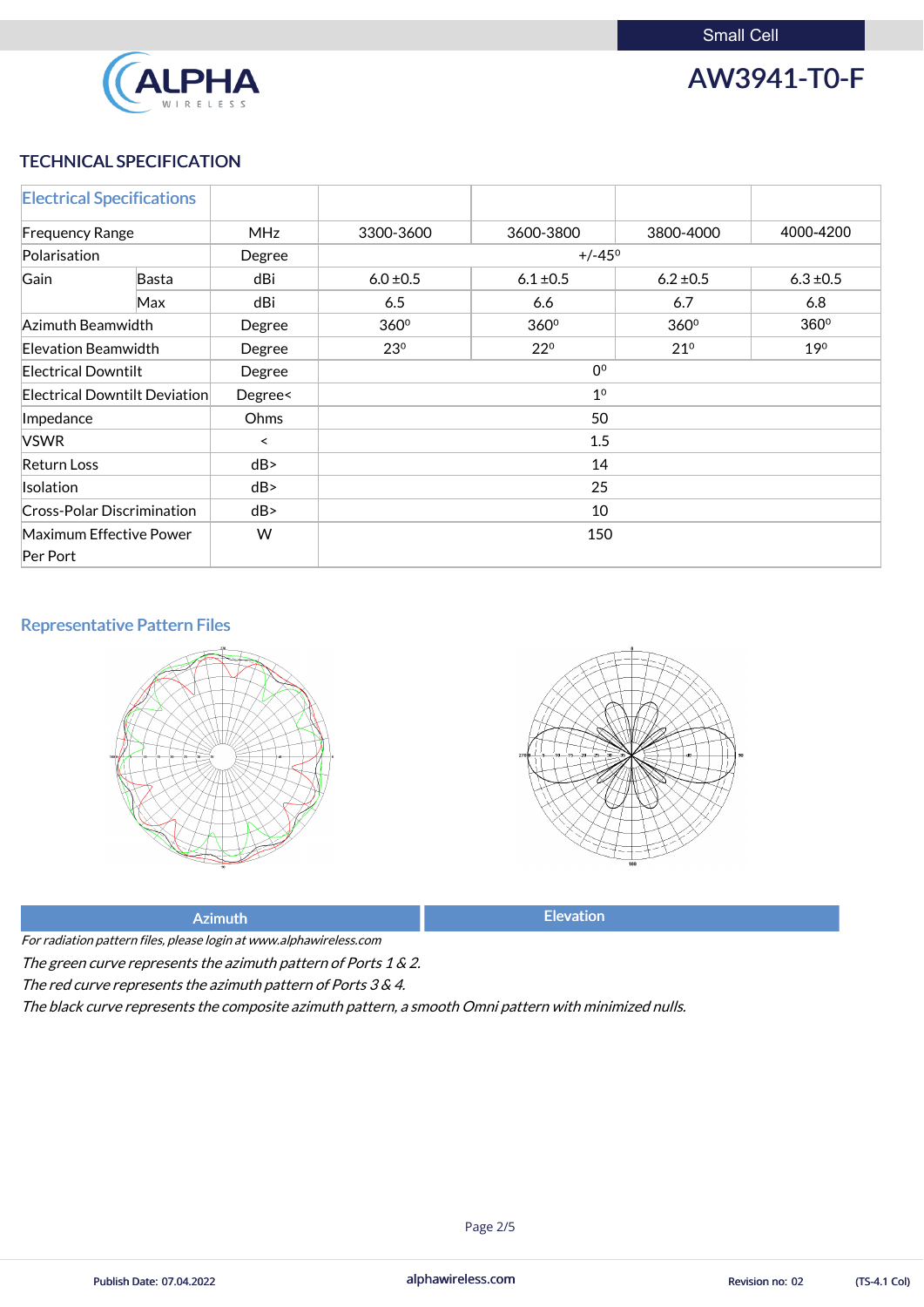Small Cell

# AW3941-T0-F

## TECHNICAL SPECIFICATION

| Electrical Specifications | | | | | | |
|---|---|---|---|---|---|---|
| Frequency Range | | MHz | 3300-3600 | 3600-3800 | 3800-4000 | 4000-4200 |
| Polarisation | | Degree | +/-45⁰ | | | |
| Gain | Basta | dBi | 6.0 ±0.5 | 6.1 ±0.5 | 6.2 ±0.5 | 6.3 ±0.5 |
| | Max | dBi | 6.5 | 6.6 | 6.7 | 6.8 |
| Azimuth Beamwidth | | Degree | 360⁰ | 360⁰ | 360⁰ | 360⁰ |
| Elevation Beamwidth | | Degree | 23⁰ | 22⁰ | 21⁰ | 19⁰ |
| Electrical Downtilt | | Degree | 0⁰ | | | |
| Electrical Downtilt Deviation | | Degree< | 1⁰ | | | |
| Impedance | | Ohms | 50 | | | |
| VSWR | | < | 1.5 | | | |
| Return Loss | | dB> | 14 | | | |
| Isolation | | dB> | 25 | | | |
| Cross-Polar Discrimination | | dB> | 10 | | | |
| Maximum Effective Power Per Port | | W | 150 | | | |

## Representative Pattern Files

| Azimuth | Elevation |
|---|---|

*For radiation pattern files, please login at www.alphawireless.com*

*The green curve represents the azimuth pattern of Ports 1 & 2.*

*The red curve represents the azimuth pattern of Ports 3 & 4.*

*The black curve represents the composite azimuth pattern, a smooth Omni pattern with minimized nulls.*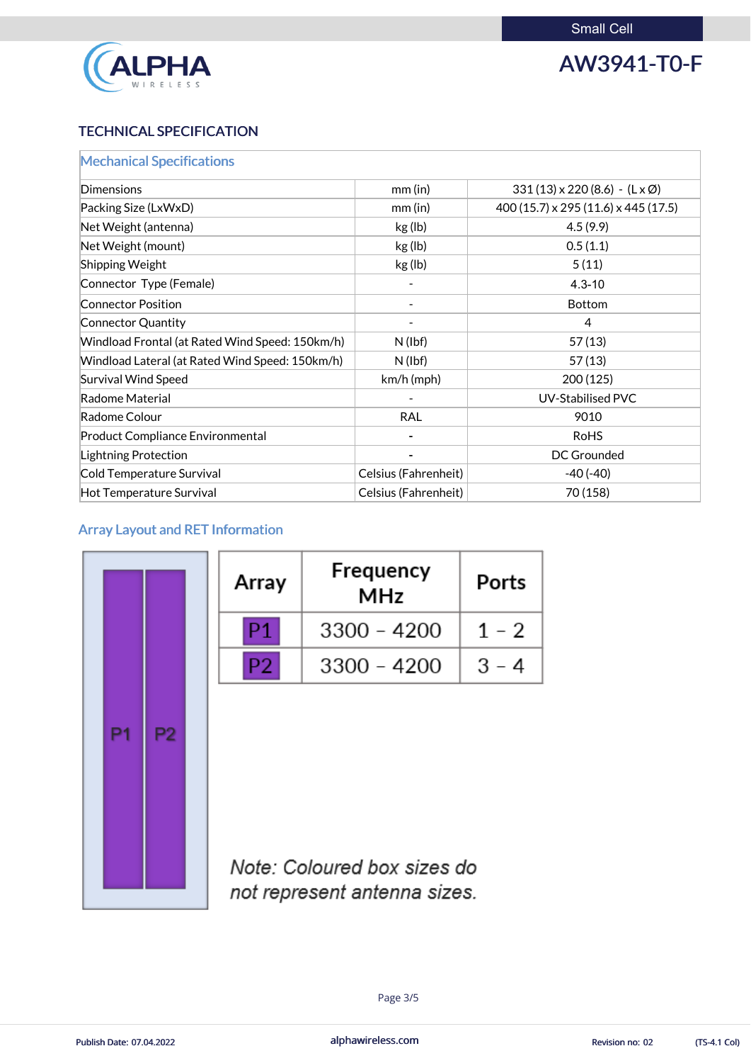Small Cell

# AW3941-T0-F

## TECHNICAL SPECIFICATION

| Mechanical Specifications | | |
|---|---|---|
| Dimensions | mm (in) | 331 (13) x 220 (8.6) - (L x Ø) |
| Packing Size (LxWxD) | mm (in) | 400 (15.7) x 295 (11.6) x 445 (17.5) |
| Net Weight (antenna) | kg (lb) | 4.5 (9.9) |
| Net Weight (mount) | kg (lb) | 0.5 (1.1) |
| Shipping Weight | kg (lb) | 5 (11) |
| Connector Type (Female) | - | 4.3-10 |
| Connector Position | - | Bottom |
| Connector Quantity | - | 4 |
| Windload Frontal (at Rated Wind Speed: 150km/h) | N (lbf) | 57 (13) |
| Windload Lateral (at Rated Wind Speed: 150km/h) | N (lbf) | 57 (13) |
| Survival Wind Speed | km/h (mph) | 200 (125) |
| Radome Material | - | UV-Stabilised PVC |
| Radome Colour | RAL | 9010 |
| Product Compliance Environmental | - | RoHS |
| Lightning Protection | - | DC Grounded |
| Cold Temperature Survival | Celsius (Fahrenheit) | -40 (-40) |
| Hot Temperature Survival | Celsius (Fahrenheit) | 70 (158) |

## Array Layout and RET Information

P1 P2

| Array | Frequency MHz | Ports |
|---|---|---|
| P1 | 3300 – 4200 | 1 – 2 |
| P2 | 3300 – 4200 | 3 – 4 |

*Note: Coloured box sizes do not represent antenna sizes.*

Publish Date: 07.04.2022 | alphawireless.com | Revision no: 02 | (TS-4.1 Col)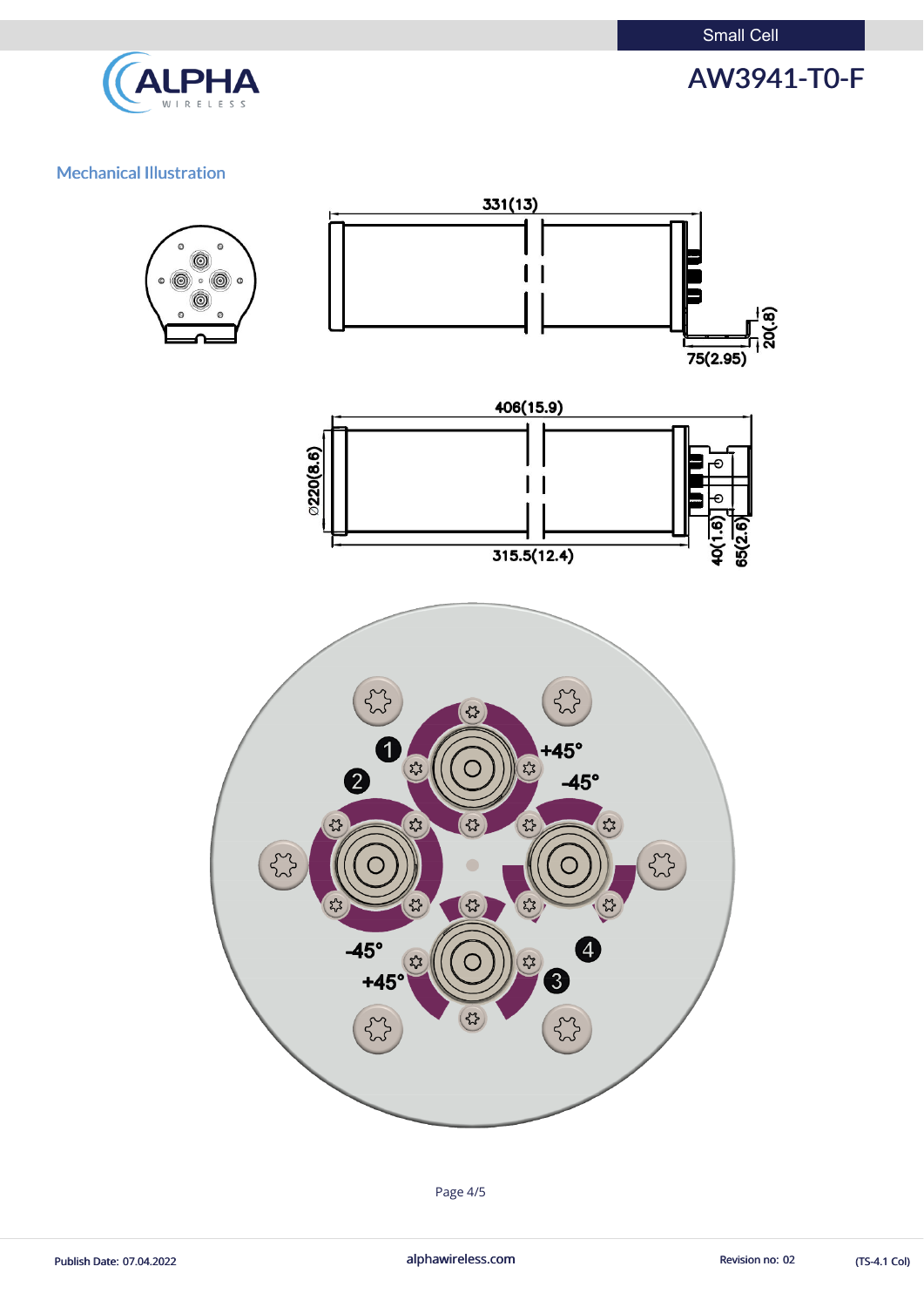## Mechanical Illustration

331(13)

75(2.95)

20(.8)

406(15.9)

Ø220(8.6)

315.5(12.4)

40(1.6)

65(2.6)

1 +45°

2 -45°

-45° +45°

4

3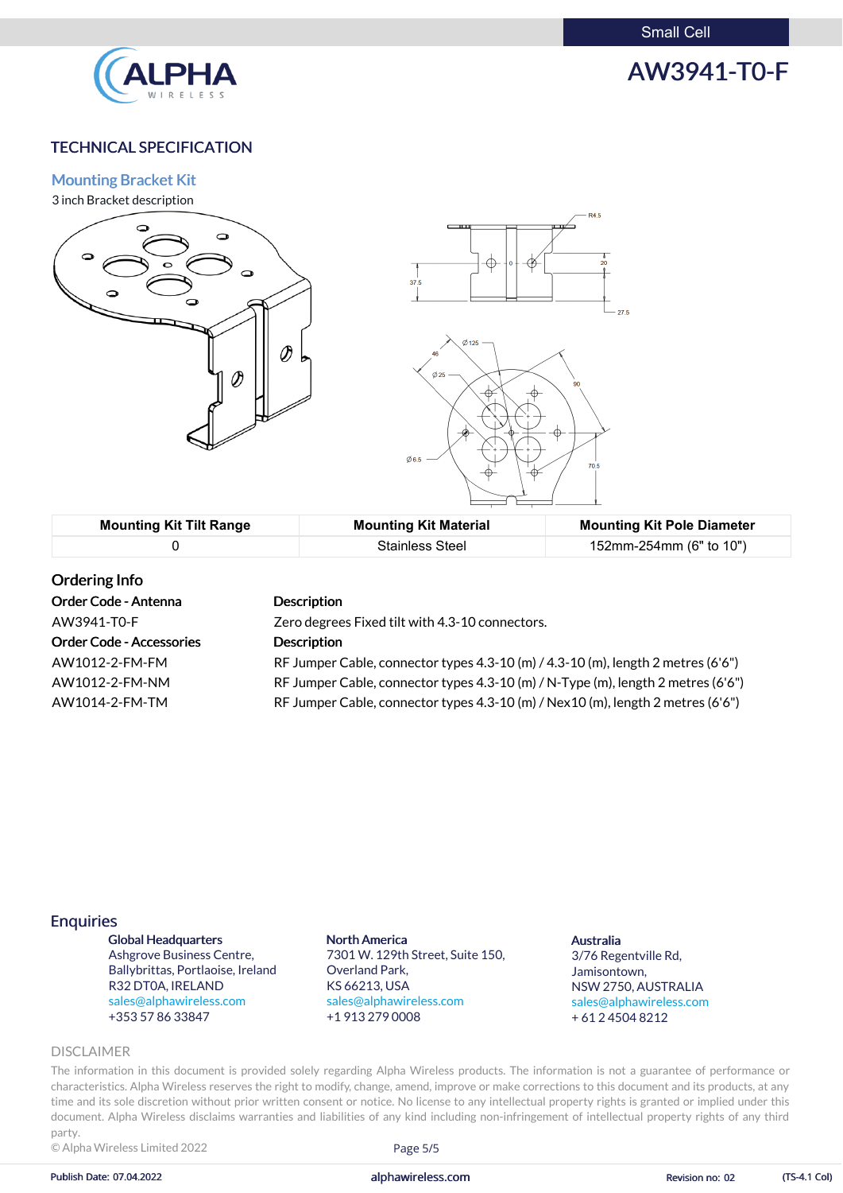Small Cell

# AW3941-T0-F

## TECHNICAL SPECIFICATION

### Mounting Bracket Kit

3 inch Bracket description

R4.5
37.5
20
27.5
Ø125
46
Ø25
90
Ø6.5
70.5

| Mounting Kit Tilt Range | Mounting Kit Material | Mounting Kit Pole Diameter |
|---|---|---|
| 0 | Stainless Steel | 152mm-254mm (6" to 10") |

### Ordering Info

| Order Code - Antenna | Description |
|---|---|
| AW3941-T0-F | Zero degrees Fixed tilt with 4.3-10 connectors. |
| **Order Code - Accessories** | **Description** |
| AW1012-2-FM-FM | RF Jumper Cable, connector types 4.3-10 (m) / 4.3-10 (m), length 2 metres (6'6") |
| AW1012-2-FM-NM | RF Jumper Cable, connector types 4.3-10 (m) / N-Type (m), length 2 metres (6'6") |
| AW1014-2-FM-TM | RF Jumper Cable, connector types 4.3-10 (m) / Nex10 (m), length 2 metres (6'6") |

### Enquiries

**Global Headquarters**
Ashgrove Business Centre,
Ballybrittas, Portlaoise, Ireland
R32 DT0A, IRELAND
sales@alphawireless.com
+353 57 86 33847

**North America**
7301 W. 129th Street, Suite 150,
Overland Park,
KS 66213, USA
sales@alphawireless.com
+1 913 279 0008

**Australia**
3/76 Regentville Rd,
Jamisontown,
NSW 2750, AUSTRALIA
sales@alphawireless.com
+ 61 2 4504 8212

DISCLAIMER

The information in this document is provided solely regarding Alpha Wireless products. The information is not a guarantee of performance or characteristics. Alpha Wireless reserves the right to modify, change, amend, improve or make corrections to this document and its products, at any time and its sole discretion without prior written consent or notice. No license to any intellectual property rights is granted or implied under this document. Alpha Wireless disclaims warranties and liabilities of any kind including non-infringement of intellectual property rights of any third party.

© Alpha Wireless Limited 2022

Publish Date: 07.04.2022 alphawireless.com Revision no: 02 (TS-4.1 Col)